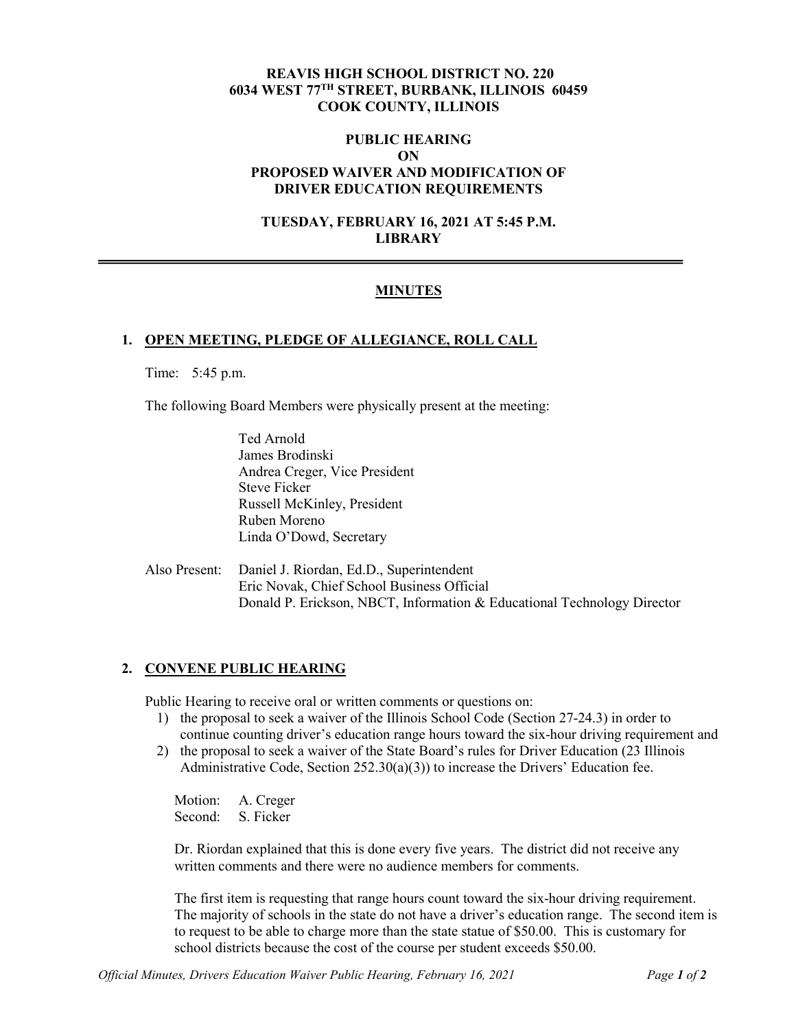**REAVIS HIGH SCHOOL DISTRICT NO. 220**
**6034 WEST 77TH STREET, BURBANK, ILLINOIS 60459**
**COOK COUNTY, ILLINOIS**

**PUBLIC HEARING**
**ON**
**PROPOSED WAIVER AND MODIFICATION OF**
**DRIVER EDUCATION REQUIREMENTS**

**TUESDAY, FEBRUARY 16, 2021 AT 5:45 P.M.**
**LIBRARY**

---

# MINUTES

## 1. OPEN MEETING, PLEDGE OF ALLEGIANCE, ROLL CALL

Time: 5:45 p.m.

The following Board Members were physically present at the meeting:

Ted Arnold
James Brodinski
Andrea Creger, Vice President
Steve Ficker
Russell McKinley, President
Ruben Moreno
Linda O'Dowd, Secretary

Also Present: Daniel J. Riordan, Ed.D., Superintendent
Eric Novak, Chief School Business Official
Donald P. Erickson, NBCT, Information & Educational Technology Director

## 2. CONVENE PUBLIC HEARING

Public Hearing to receive oral or written comments or questions on:

1) the proposal to seek a waiver of the Illinois School Code (Section 27-24.3) in order to continue counting driver's education range hours toward the six-hour driving requirement and
2) the proposal to seek a waiver of the State Board's rules for Driver Education (23 Illinois Administrative Code, Section 252.30(a)(3)) to increase the Drivers' Education fee.

Motion: A. Creger
Second: S. Ficker

Dr. Riordan explained that this is done every five years. The district did not receive any written comments and there were no audience members for comments.

The first item is requesting that range hours count toward the six-hour driving requirement. The majority of schools in the state do not have a driver's education range. The second item is to request to be able to charge more than the state statue of $50.00. This is customary for school districts because the cost of the course per student exceeds $50.00.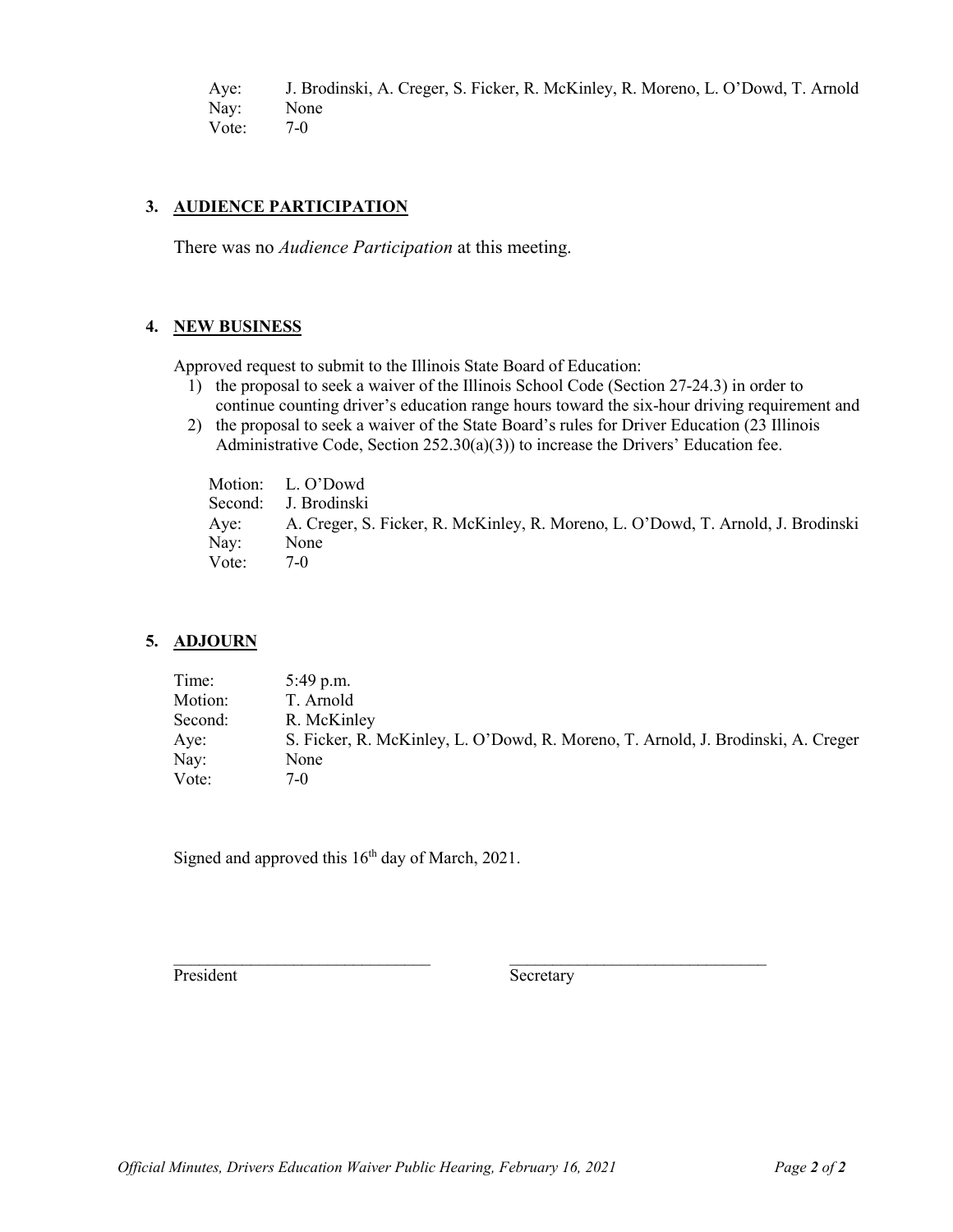| | |
|---|---|
| Aye: | J. Brodinski, A. Creger, S. Ficker, R. McKinley, R. Moreno, L. O'Dowd, T. Arnold |
| Nay: | None |
| Vote: | 7-0 |

**3. AUDIENCE PARTICIPATION**

There was no *Audience Participation* at this meeting.

**4. NEW BUSINESS**

Approved request to submit to the Illinois State Board of Education:

1) the proposal to seek a waiver of the Illinois School Code (Section 27-24.3) in order to continue counting driver's education range hours toward the six-hour driving requirement and
2) the proposal to seek a waiver of the State Board's rules for Driver Education (23 Illinois Administrative Code, Section 252.30(a)(3)) to increase the Drivers' Education fee.

| | |
|---|---|
| Motion: | L. O'Dowd |
| Second: | J. Brodinski |
| Aye: | A. Creger, S. Ficker, R. McKinley, R. Moreno, L. O'Dowd, T. Arnold, J. Brodinski |
| Nay: | None |
| Vote: | 7-0 |

**5. ADJOURN**

| | |
|---|---|
| Time: | 5:49 p.m. |
| Motion: | T. Arnold |
| Second: | R. McKinley |
| Aye: | S. Ficker, R. McKinley, L. O'Dowd, R. Moreno, T. Arnold, J. Brodinski, A. Creger |
| Nay: | None |
| Vote: | 7-0 |

Signed and approved this 16th day of March, 2021.

\_\_\_\_\_\_\_\_\_\_\_\_\_\_\_\_\_\_\_\_\_\_\_\_\_\_\_\_\_\_ \_\_\_\_\_\_\_\_\_\_\_\_\_\_\_\_\_\_\_\_\_\_\_\_\_\_\_\_\_\_

President Secretary